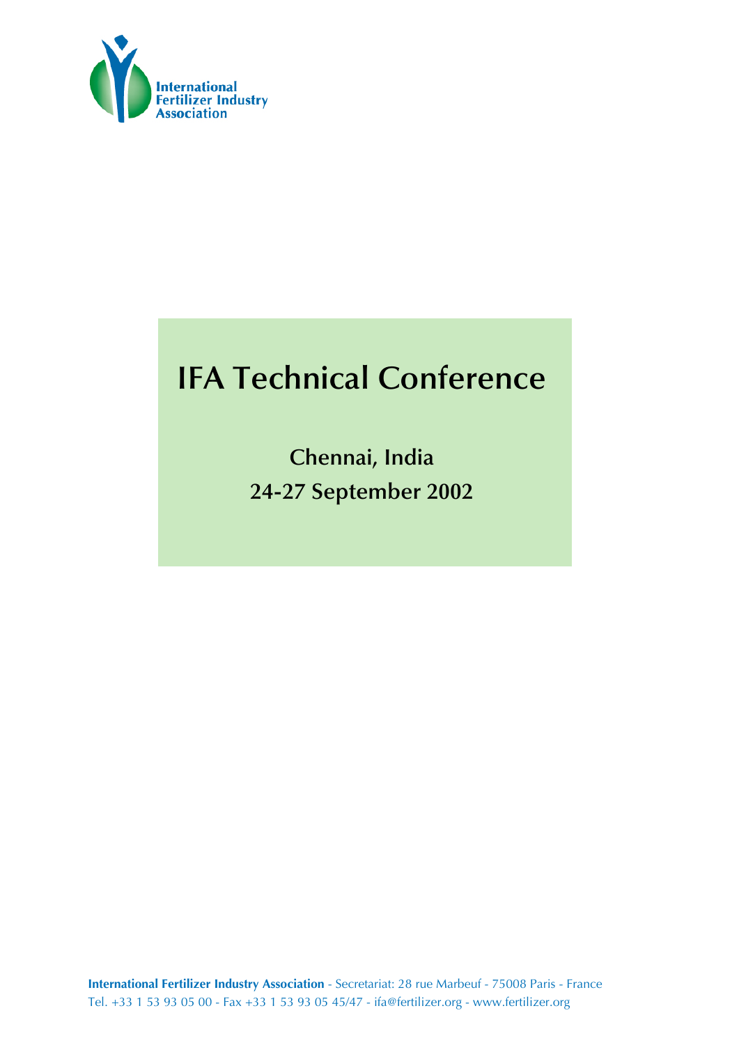International Fertilizer Industry Association

# IFA Technical Conference

**Chennai, India**

**24-27 September 2002**

**International Fertilizer Industry Association** - Secretariat: 28 rue Marbeuf - 75008 Paris - France
Tel. +33 1 53 93 05 00 - Fax +33 1 53 93 05 45/47 - ifa@fertilizer.org - www.fertilizer.org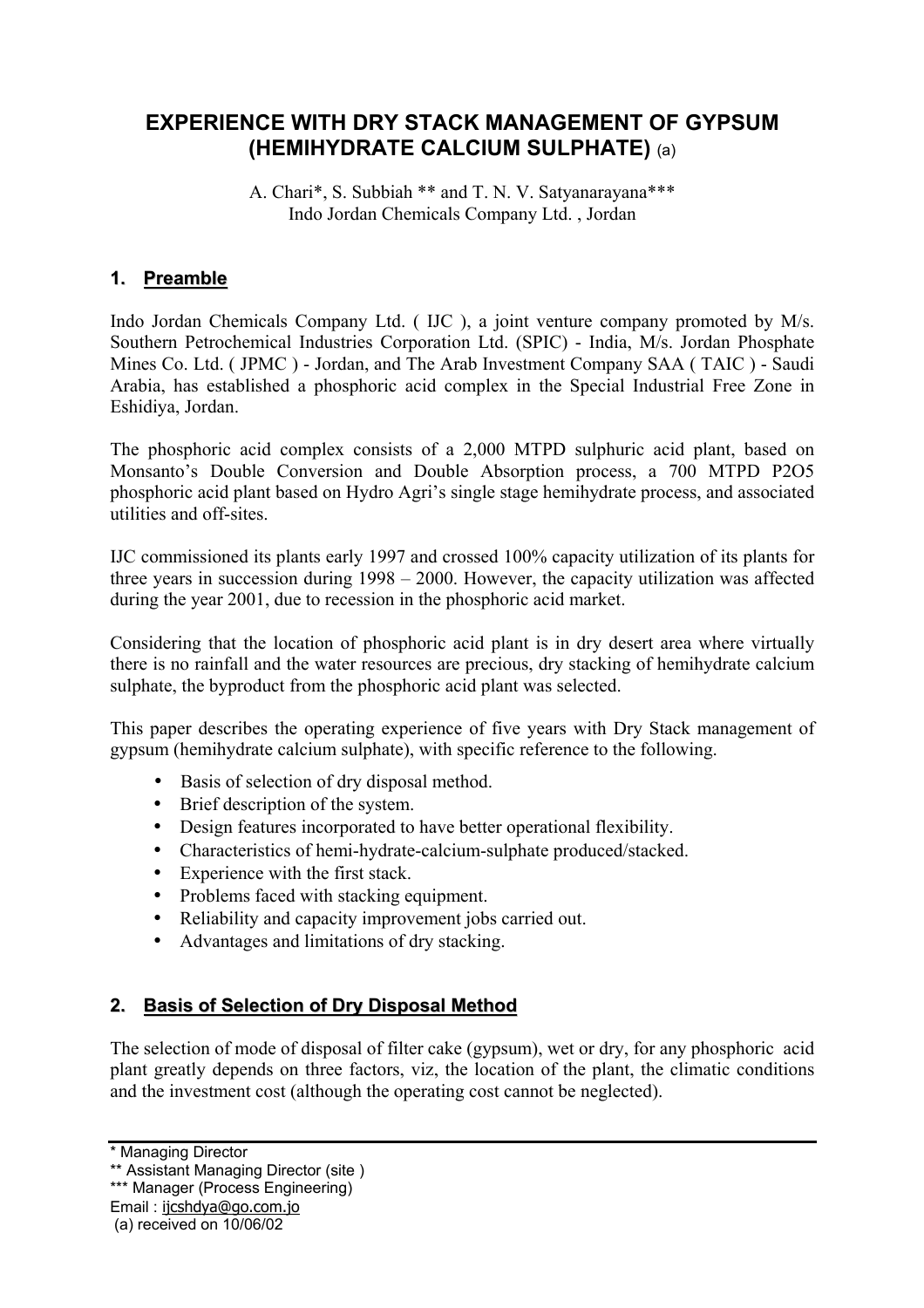# EXPERIENCE WITH DRY STACK MANAGEMENT OF GYPSUM (HEMIHYDRATE CALCIUM SULPHATE) (a)

A. Chari*, S. Subbiah ** and T. N. V. Satyanarayana***
Indo Jordan Chemicals Company Ltd. , Jordan

## 1. Preamble

Indo Jordan Chemicals Company Ltd. ( IJC ), a joint venture company promoted by M/s. Southern Petrochemical Industries Corporation Ltd. (SPIC) - India, M/s. Jordan Phosphate Mines Co. Ltd. ( JPMC ) - Jordan, and The Arab Investment Company SAA ( TAIC ) - Saudi Arabia, has established a phosphoric acid complex in the Special Industrial Free Zone in Eshidiya, Jordan.

The phosphoric acid complex consists of a 2,000 MTPD sulphuric acid plant, based on Monsanto's Double Conversion and Double Absorption process, a 700 MTPD $P_2O_5$ phosphoric acid plant based on Hydro Agri's single stage hemihydrate process, and associated utilities and off-sites.

IJC commissioned its plants early 1997 and crossed 100% capacity utilization of its plants for three years in succession during 1998 – 2000. However, the capacity utilization was affected during the year 2001, due to recession in the phosphoric acid market.

Considering that the location of phosphoric acid plant is in dry desert area where virtually there is no rainfall and the water resources are precious, dry stacking of hemihydrate calcium sulphate, the byproduct from the phosphoric acid plant was selected.

This paper describes the operating experience of five years with Dry Stack management of gypsum (hemihydrate calcium sulphate), with specific reference to the following.

- Basis of selection of dry disposal method.
- Brief description of the system.
- Design features incorporated to have better operational flexibility.
- Characteristics of hemi-hydrate-calcium-sulphate produced/stacked.
- Experience with the first stack.
- Problems faced with stacking equipment.
- Reliability and capacity improvement jobs carried out.
- Advantages and limitations of dry stacking.

## 2. Basis of Selection of Dry Disposal Method

The selection of mode of disposal of filter cake (gypsum), wet or dry, for any phosphoric acid plant greatly depends on three factors, viz, the location of the plant, the climatic conditions and the investment cost (although the operating cost cannot be neglected).

---

\* Managing Director
\*\* Assistant Managing Director (site )
\*\*\* Manager (Process Engineering)
Email : ijcshdya@go.com.jo
(a) received on 10/06/02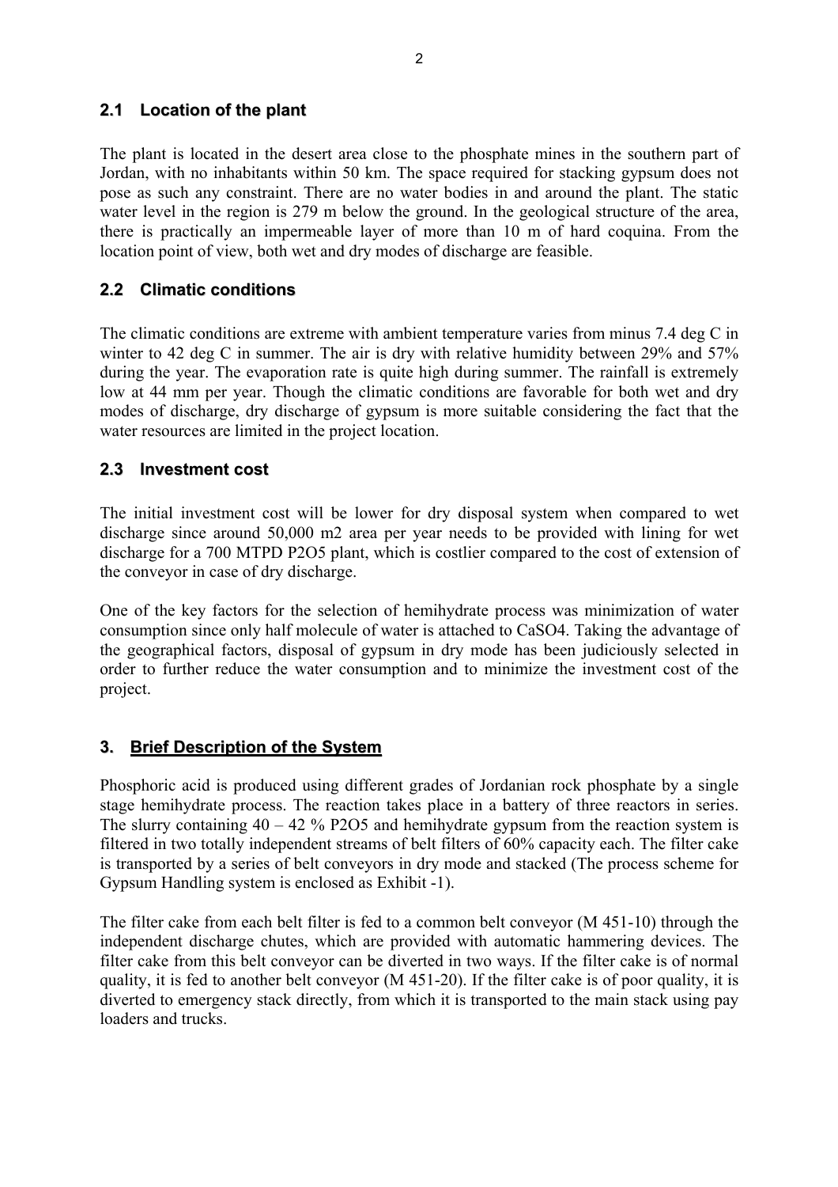## 2.1 Location of the plant

The plant is located in the desert area close to the phosphate mines in the southern part of Jordan, with no inhabitants within 50 km. The space required for stacking gypsum does not pose as such any constraint. There are no water bodies in and around the plant. The static water level in the region is 279 m below the ground. In the geological structure of the area, there is practically an impermeable layer of more than 10 m of hard coquina. From the location point of view, both wet and dry modes of discharge are feasible.

## 2.2 Climatic conditions

The climatic conditions are extreme with ambient temperature varies from minus 7.4 deg C in winter to 42 deg C in summer. The air is dry with relative humidity between 29% and 57% during the year. The evaporation rate is quite high during summer. The rainfall is extremely low at 44 mm per year. Though the climatic conditions are favorable for both wet and dry modes of discharge, dry discharge of gypsum is more suitable considering the fact that the water resources are limited in the project location.

## 2.3 Investment cost

The initial investment cost will be lower for dry disposal system when compared to wet discharge since around 50,000 m2 area per year needs to be provided with lining for wet discharge for a 700 MTPD $P_2O_5$ plant, which is costlier compared to the cost of extension of the conveyor in case of dry discharge.

One of the key factors for the selection of hemihydrate process was minimization of water consumption since only half molecule of water is attached to $CaSO_4$. Taking the advantage of the geographical factors, disposal of gypsum in dry mode has been judiciously selected in order to further reduce the water consumption and to minimize the investment cost of the project.

# 3. Brief Description of the System

Phosphoric acid is produced using different grades of Jordanian rock phosphate by a single stage hemihydrate process. The reaction takes place in a battery of three reactors in series. The slurry containing 40 – 42 % $P_2O_5$ and hemihydrate gypsum from the reaction system is filtered in two totally independent streams of belt filters of 60% capacity each. The filter cake is transported by a series of belt conveyors in dry mode and stacked (The process scheme for Gypsum Handling system is enclosed as Exhibit -1).

The filter cake from each belt filter is fed to a common belt conveyor (M 451-10) through the independent discharge chutes, which are provided with automatic hammering devices. The filter cake from this belt conveyor can be diverted in two ways. If the filter cake is of normal quality, it is fed to another belt conveyor (M 451-20). If the filter cake is of poor quality, it is diverted to emergency stack directly, from which it is transported to the main stack using pay loaders and trucks.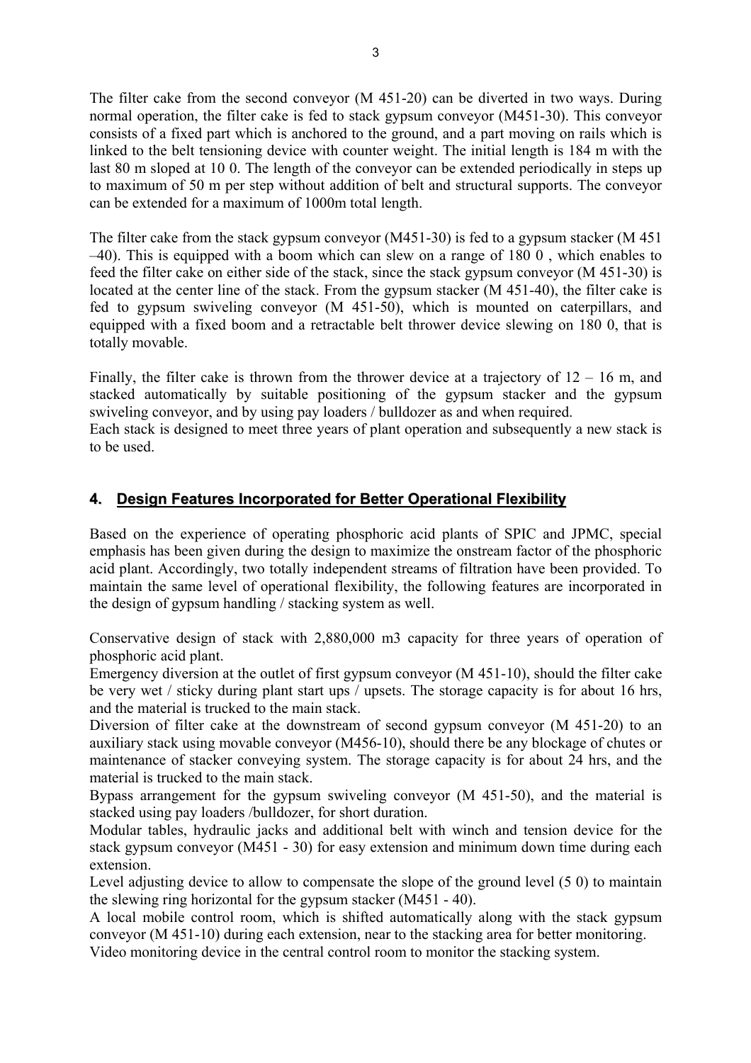The filter cake from the second conveyor (M 451-20) can be diverted in two ways. During normal operation, the filter cake is fed to stack gypsum conveyor (M451-30). This conveyor consists of a fixed part which is anchored to the ground, and a part moving on rails which is linked to the belt tensioning device with counter weight. The initial length is 184 m with the last 80 m sloped at 10 0. The length of the conveyor can be extended periodically in steps up to maximum of 50 m per step without addition of belt and structural supports. The conveyor can be extended for a maximum of 1000m total length.

The filter cake from the stack gypsum conveyor (M451-30) is fed to a gypsum stacker (M 451 –40). This is equipped with a boom which can slew on a range of 180 0 , which enables to feed the filter cake on either side of the stack, since the stack gypsum conveyor (M 451-30) is located at the center line of the stack. From the gypsum stacker (M 451-40), the filter cake is fed to gypsum swiveling conveyor (M 451-50), which is mounted on caterpillars, and equipped with a fixed boom and a retractable belt thrower device slewing on 180 0, that is totally movable.

Finally, the filter cake is thrown from the thrower device at a trajectory of 12 – 16 m, and stacked automatically by suitable positioning of the gypsum stacker and the gypsum swiveling conveyor, and by using pay loaders / bulldozer as and when required.
Each stack is designed to meet three years of plant operation and subsequently a new stack is to be used.

## 4. Design Features Incorporated for Better Operational Flexibility

Based on the experience of operating phosphoric acid plants of SPIC and JPMC, special emphasis has been given during the design to maximize the onstream factor of the phosphoric acid plant. Accordingly, two totally independent streams of filtration have been provided. To maintain the same level of operational flexibility, the following features are incorporated in the design of gypsum handling / stacking system as well.

Conservative design of stack with 2,880,000 m3 capacity for three years of operation of phosphoric acid plant.
Emergency diversion at the outlet of first gypsum conveyor (M 451-10), should the filter cake be very wet / sticky during plant start ups / upsets. The storage capacity is for about 16 hrs, and the material is trucked to the main stack.
Diversion of filter cake at the downstream of second gypsum conveyor (M 451-20) to an auxiliary stack using movable conveyor (M456-10), should there be any blockage of chutes or maintenance of stacker conveying system. The storage capacity is for about 24 hrs, and the material is trucked to the main stack.
Bypass arrangement for the gypsum swiveling conveyor (M 451-50), and the material is stacked using pay loaders /bulldozer, for short duration.
Modular tables, hydraulic jacks and additional belt with winch and tension device for the stack gypsum conveyor (M451 - 30) for easy extension and minimum down time during each extension.
Level adjusting device to allow to compensate the slope of the ground level (5 0) to maintain the slewing ring horizontal for the gypsum stacker (M451 - 40).
A local mobile control room, which is shifted automatically along with the stack gypsum conveyor (M 451-10) during each extension, near to the stacking area for better monitoring.
Video monitoring device in the central control room to monitor the stacking system.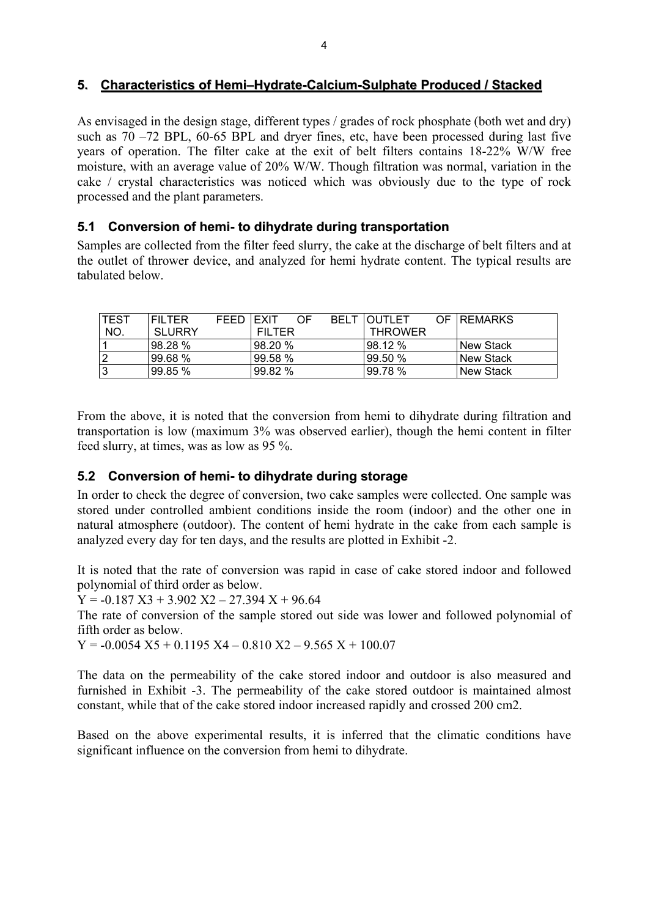## 5. Characteristics of Hemi–Hydrate-Calcium-Sulphate Produced / Stacked

As envisaged in the design stage, different types / grades of rock phosphate (both wet and dry) such as 70 –72 BPL, 60-65 BPL and dryer fines, etc, have been processed during last five years of operation. The filter cake at the exit of belt filters contains 18-22% W/W free moisture, with an average value of 20% W/W. Though filtration was normal, variation in the cake / crystal characteristics was noticed which was obviously due to the type of rock processed and the plant parameters.

### 5.1 Conversion of hemi- to dihydrate during transportation

Samples are collected from the filter feed slurry, the cake at the discharge of belt filters and at the outlet of thrower device, and analyzed for hemi hydrate content. The typical results are tabulated below.

| TEST NO. | FILTER FEED SLURRY | EXIT OF BELT FILTER | OUTLET OF THROWER | REMARKS |
|---|---|---|---|---|
| 1 | 98.28 % | 98.20 % | 98.12 % | New Stack |
| 2 | 99.68 % | 99.58 % | 99.50 % | New Stack |
| 3 | 99.85 % | 99.82 % | 99.78 % | New Stack |

From the above, it is noted that the conversion from hemi to dihydrate during filtration and transportation is low (maximum 3% was observed earlier), though the hemi content in filter feed slurry, at times, was as low as 95 %.

### 5.2 Conversion of hemi- to dihydrate during storage

In order to check the degree of conversion, two cake samples were collected. One sample was stored under controlled ambient conditions inside the room (indoor) and the other one in natural atmosphere (outdoor). The content of hemi hydrate in the cake from each sample is analyzed every day for ten days, and the results are plotted in Exhibit -2.

It is noted that the rate of conversion was rapid in case of cake stored indoor and followed polynomial of third order as below.

$$Y = -0.187 X^3 + 3.902 X^2 - 27.394 X + 96.64$$

The rate of conversion of the sample stored out side was lower and followed polynomial of fifth order as below.

$$Y = -0.0054 X^5 + 0.1195 X^4 - 0.810 X^2 - 9.565 X + 100.07$$

The data on the permeability of the cake stored indoor and outdoor is also measured and furnished in Exhibit -3. The permeability of the cake stored outdoor is maintained almost constant, while that of the cake stored indoor increased rapidly and crossed 200 $cm^2$.

Based on the above experimental results, it is inferred that the climatic conditions have significant influence on the conversion from hemi to dihydrate.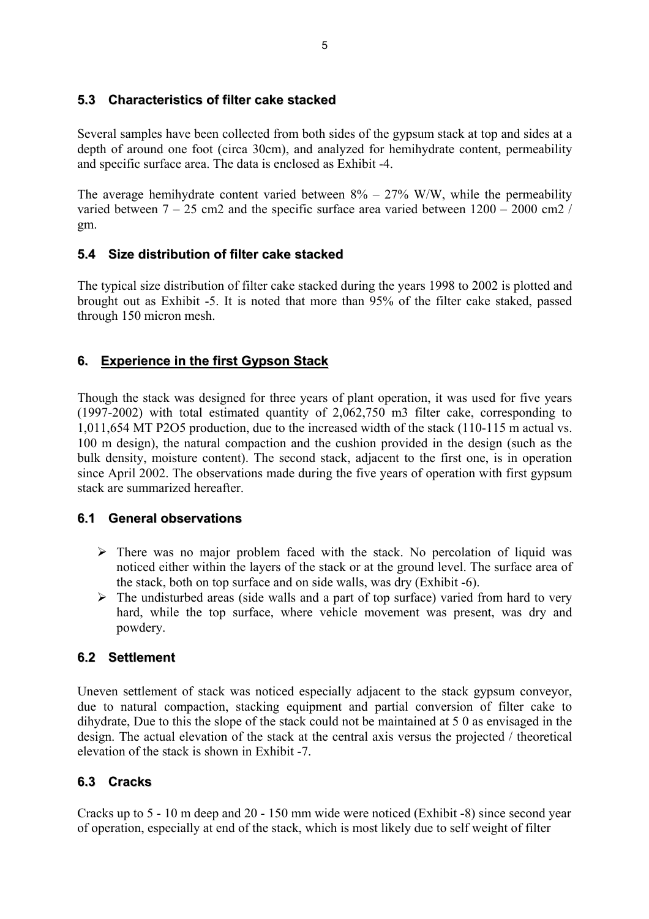### 5.3 Characteristics of filter cake stacked

Several samples have been collected from both sides of the gypsum stack at top and sides at a depth of around one foot (circa 30cm), and analyzed for hemihydrate content, permeability and specific surface area. The data is enclosed as Exhibit -4.

The average hemihydrate content varied between 8% – 27% W/W, while the permeability varied between 7 – 25 cm2 and the specific surface area varied between 1200 – 2000 cm2 / gm.

### 5.4 Size distribution of filter cake stacked

The typical size distribution of filter cake stacked during the years 1998 to 2002 is plotted and brought out as Exhibit -5. It is noted that more than 95% of the filter cake staked, passed through 150 micron mesh.

## 6. Experience in the first Gypson Stack

Though the stack was designed for three years of plant operation, it was used for five years (1997-2002) with total estimated quantity of 2,062,750 m3 filter cake, corresponding to 1,011,654 MT $P_2O_5$ production, due to the increased width of the stack (110-115 m actual vs. 100 m design), the natural compaction and the cushion provided in the design (such as the bulk density, moisture content). The second stack, adjacent to the first one, is in operation since April 2002. The observations made during the five years of operation with first gypsum stack are summarized hereafter.

### 6.1 General observations

- There was no major problem faced with the stack. No percolation of liquid was noticed either within the layers of the stack or at the ground level. The surface area of the stack, both on top surface and on side walls, was dry (Exhibit -6).
- The undisturbed areas (side walls and a part of top surface) varied from hard to very hard, while the top surface, where vehicle movement was present, was dry and powdery.

### 6.2 Settlement

Uneven settlement of stack was noticed especially adjacent to the stack gypsum conveyor, due to natural compaction, stacking equipment and partial conversion of filter cake to dihydrate, Due to this the slope of the stack could not be maintained at 5 0 as envisaged in the design. The actual elevation of the stack at the central axis versus the projected / theoretical elevation of the stack is shown in Exhibit -7.

### 6.3 Cracks

Cracks up to 5 - 10 m deep and 20 - 150 mm wide were noticed (Exhibit -8) since second year of operation, especially at end of the stack, which is most likely due to self weight of filter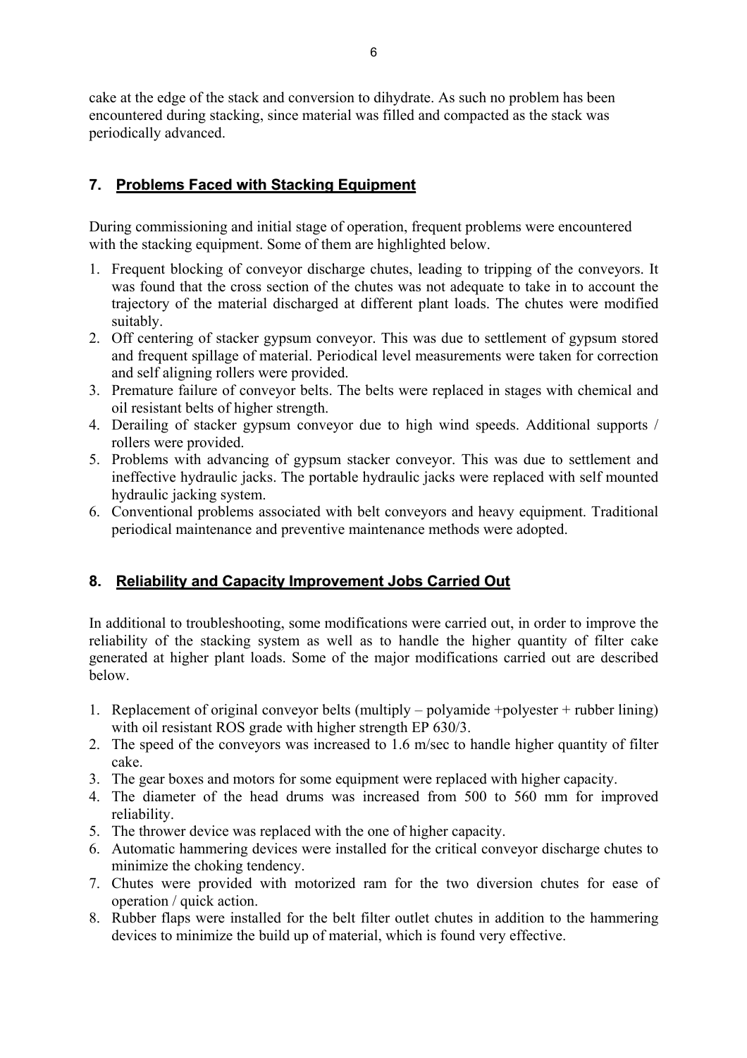cake at the edge of the stack and conversion to dihydrate. As such no problem has been encountered during stacking, since material was filled and compacted as the stack was periodically advanced.

## 7. Problems Faced with Stacking Equipment

During commissioning and initial stage of operation, frequent problems were encountered with the stacking equipment. Some of them are highlighted below.

1. Frequent blocking of conveyor discharge chutes, leading to tripping of the conveyors. It was found that the cross section of the chutes was not adequate to take in to account the trajectory of the material discharged at different plant loads. The chutes were modified suitably.
2. Off centering of stacker gypsum conveyor. This was due to settlement of gypsum stored and frequent spillage of material. Periodical level measurements were taken for correction and self aligning rollers were provided.
3. Premature failure of conveyor belts. The belts were replaced in stages with chemical and oil resistant belts of higher strength.
4. Derailing of stacker gypsum conveyor due to high wind speeds. Additional supports / rollers were provided.
5. Problems with advancing of gypsum stacker conveyor. This was due to settlement and ineffective hydraulic jacks. The portable hydraulic jacks were replaced with self mounted hydraulic jacking system.
6. Conventional problems associated with belt conveyors and heavy equipment. Traditional periodical maintenance and preventive maintenance methods were adopted.

## 8. Reliability and Capacity Improvement Jobs Carried Out

In additional to troubleshooting, some modifications were carried out, in order to improve the reliability of the stacking system as well as to handle the higher quantity of filter cake generated at higher plant loads. Some of the major modifications carried out are described below.

1. Replacement of original conveyor belts (multiply – polyamide +polyester + rubber lining) with oil resistant ROS grade with higher strength EP 630/3.
2. The speed of the conveyors was increased to 1.6 m/sec to handle higher quantity of filter cake.
3. The gear boxes and motors for some equipment were replaced with higher capacity.
4. The diameter of the head drums was increased from 500 to 560 mm for improved reliability.
5. The thrower device was replaced with the one of higher capacity.
6. Automatic hammering devices were installed for the critical conveyor discharge chutes to minimize the choking tendency.
7. Chutes were provided with motorized ram for the two diversion chutes for ease of operation / quick action.
8. Rubber flaps were installed for the belt filter outlet chutes in addition to the hammering devices to minimize the build up of material, which is found very effective.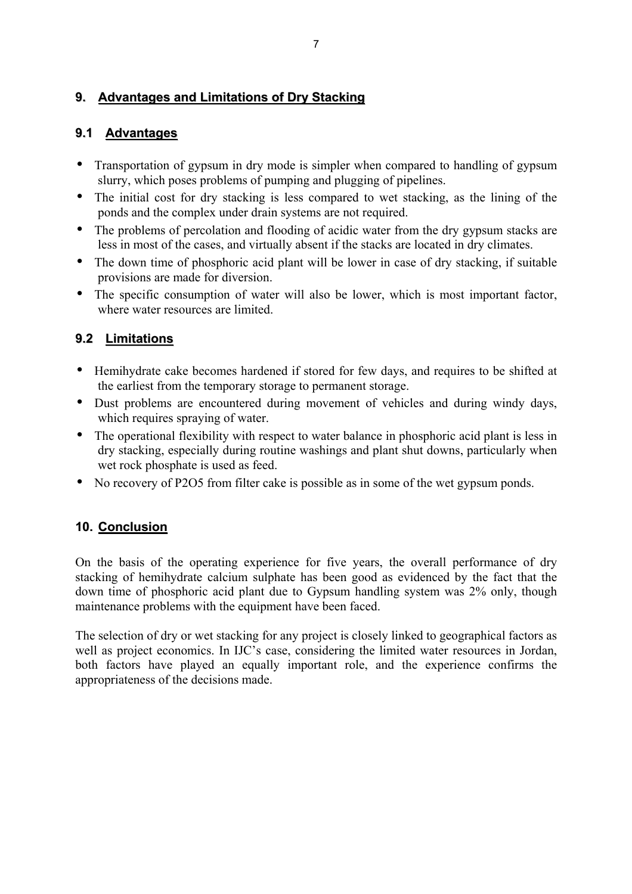## 9. Advantages and Limitations of Dry Stacking

### 9.1 Advantages

- Transportation of gypsum in dry mode is simpler when compared to handling of gypsum slurry, which poses problems of pumping and plugging of pipelines.
- The initial cost for dry stacking is less compared to wet stacking, as the lining of the ponds and the complex under drain systems are not required.
- The problems of percolation and flooding of acidic water from the dry gypsum stacks are less in most of the cases, and virtually absent if the stacks are located in dry climates.
- The down time of phosphoric acid plant will be lower in case of dry stacking, if suitable provisions are made for diversion.
- The specific consumption of water will also be lower, which is most important factor, where water resources are limited.

### 9.2 Limitations

- Hemihydrate cake becomes hardened if stored for few days, and requires to be shifted at the earliest from the temporary storage to permanent storage.
- Dust problems are encountered during movement of vehicles and during windy days, which requires spraying of water.
- The operational flexibility with respect to water balance in phosphoric acid plant is less in dry stacking, especially during routine washings and plant shut downs, particularly when wet rock phosphate is used as feed.
- No recovery of $P_2O_5$ from filter cake is possible as in some of the wet gypsum ponds.

## 10. Conclusion

On the basis of the operating experience for five years, the overall performance of dry stacking of hemihydrate calcium sulphate has been good as evidenced by the fact that the down time of phosphoric acid plant due to Gypsum handling system was 2% only, though maintenance problems with the equipment have been faced.

The selection of dry or wet stacking for any project is closely linked to geographical factors as well as project economics. In IJC's case, considering the limited water resources in Jordan, both factors have played an equally important role, and the experience confirms the appropriateness of the decisions made.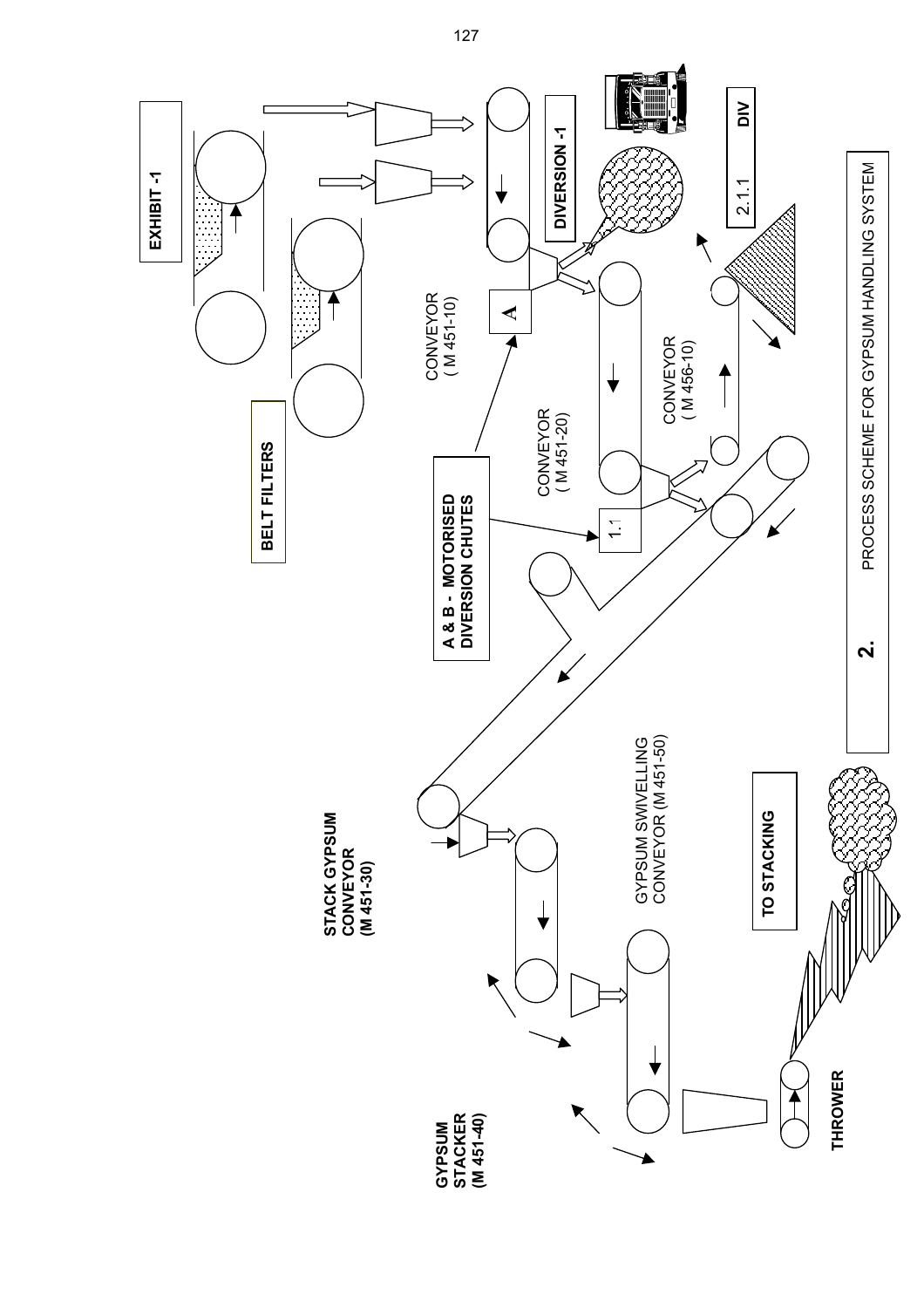## 2. PROCESS SCHEME FOR GYPSUM HANDLING SYSTEM

EXHIBIT -1

BELT FILTERS

DIVERSION -1

DIV

2.1.1

CONVEYOR ( M 451-10)

A

A & B - MOTORISED DIVERSION CHUTES

CONVEYOR ( M 451-20)

1.1

CONVEYOR ( M 456-10)

STACK GYPSUM CONVEYOR (M 451-30)

GYPSUM SWIVELLING CONVEYOR (M 451-50)

TO STACKING

GYPSUM STACKER (M 451-40)

THROWER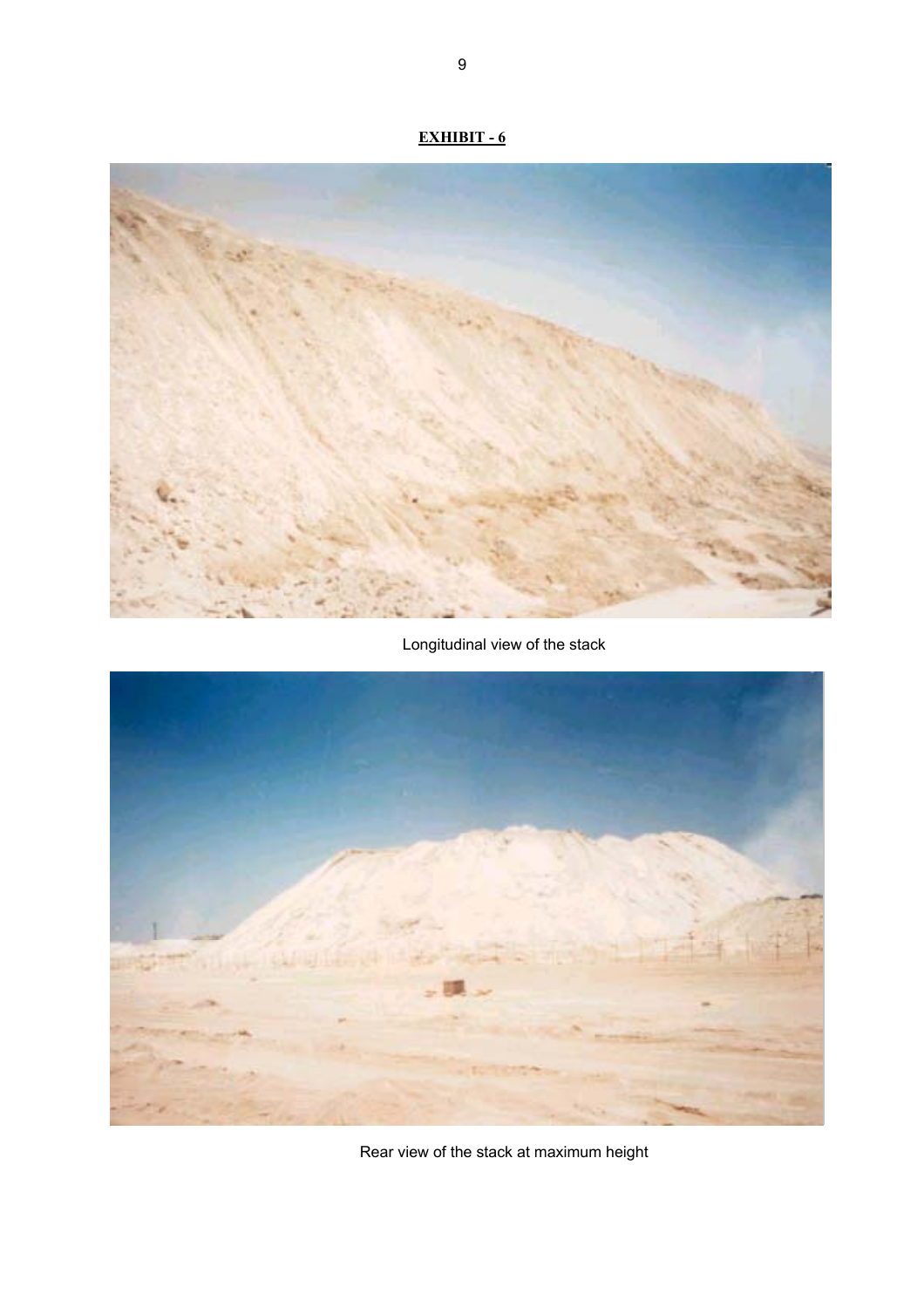**EXHIBIT - 6**

Longitudinal view of the stack

Rear view of the stack at maximum height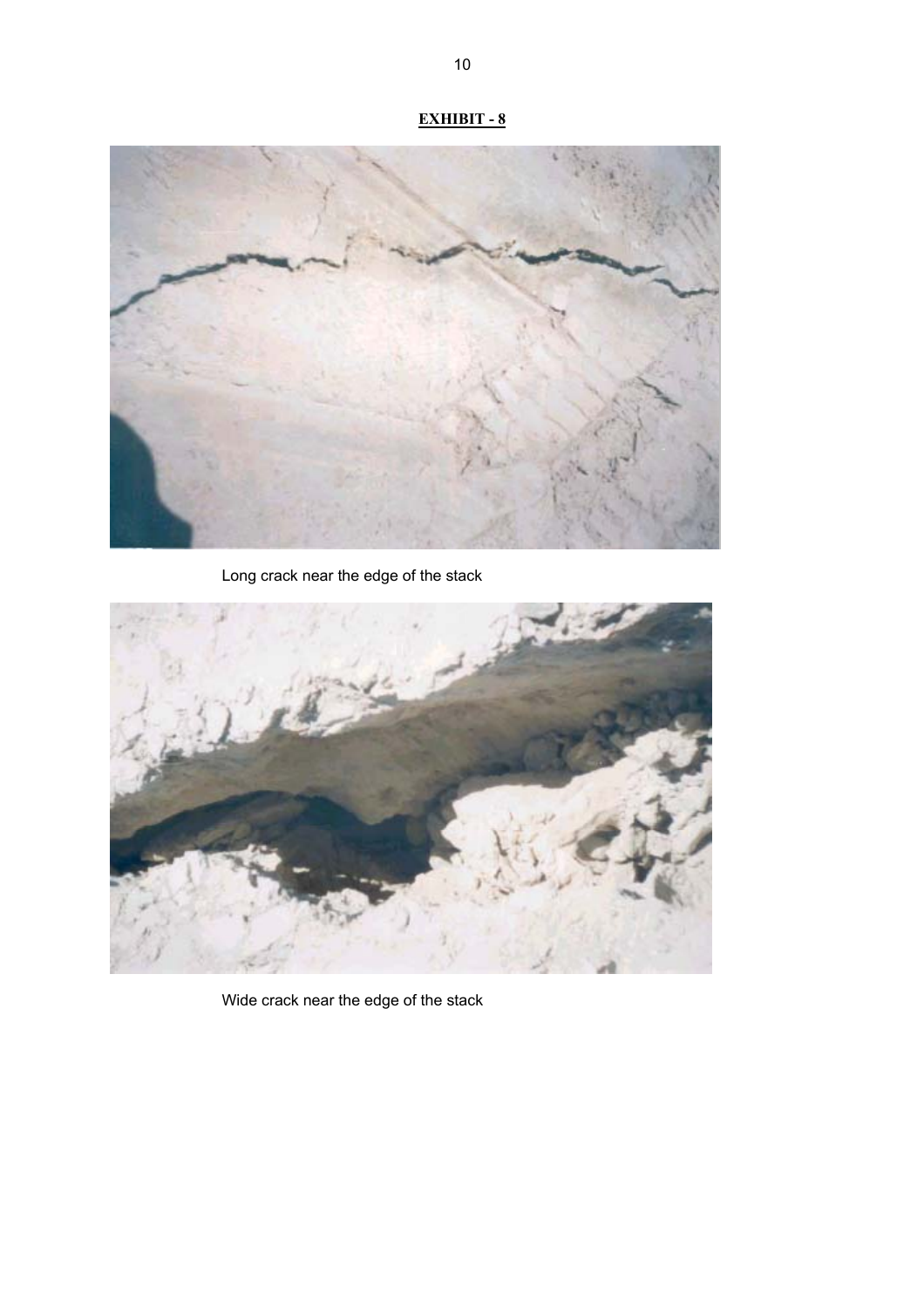**EXHIBIT - 8**

Long crack near the edge of the stack

Wide crack near the edge of the stack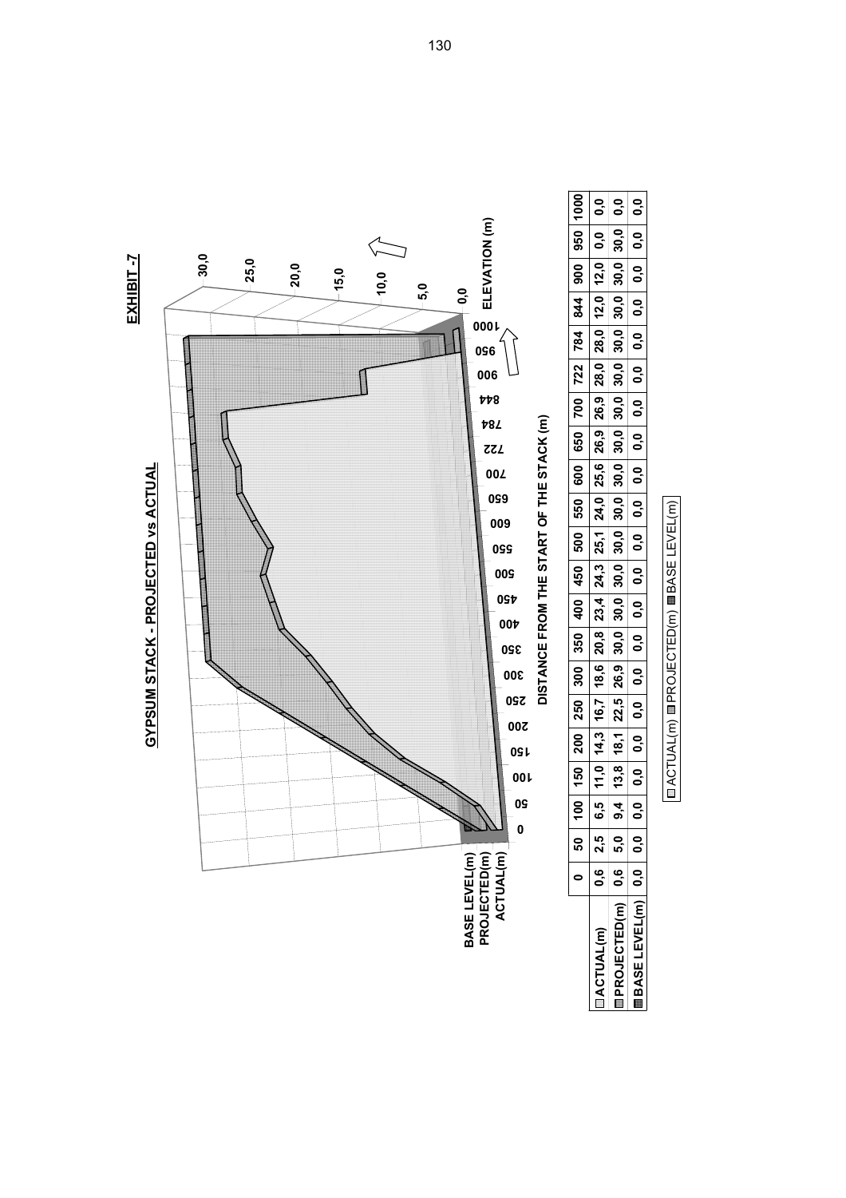**EXHIBIT -7**

## GYPSUM STACK - PROJECTED vs ACTUAL

30,0
25,0
20,0
15,0
10,0
5,0
0,0
ELEVATION (m)

BASE LEVEL(m)
PROJECTED(m)
ACTUAL(m)

0 50 100 150 200 250 300 350 400 450 500 550 600 650 700 722 784 844 900 950 1000

DISTANCE FROM THE START OF THE STACK (m)

| | 0 | 50 | 100 | 150 | 200 | 250 | 300 | 350 | 400 | 450 | 500 | 550 | 600 | 650 | 700 | 722 | 784 | 844 | 900 | 950 | 1000 |
|---|---|---|---|---|---|---|---|---|---|---|---|---|---|---|---|---|---|---|---|---|---|
| ACTUAL(m) | 0,6 | 2,5 | 6,5 | 11,0 | 14,3 | 16,7 | 18,6 | 20,8 | 23,4 | 24,3 | 25,1 | 24,0 | 25,6 | 26,9 | 26,9 | 28,0 | 28,0 | 12,0 | 12,0 | 0,0 | 0,0 |
| PROJECTED(m) | 0,6 | 5,0 | 9,4 | 13,8 | 18,1 | 22,5 | 26,9 | 30,0 | 30,0 | 30,0 | 30,0 | 30,0 | 30,0 | 30,0 | 30,0 | 30,0 | 30,0 | 30,0 | 30,0 | 30,0 | 0,0 |
| BASE LEVEL(m) | 0,0 | 0,0 | 0,0 | 0,0 | 0,0 | 0,0 | 0,0 | 0,0 | 0,0 | 0,0 | 0,0 | 0,0 | 0,0 | 0,0 | 0,0 | 0,0 | 0,0 | 0,0 | 0,0 | 0,0 | 0,0 |

ACTUAL(m) PROJECTED(m) BASE LEVEL(m)